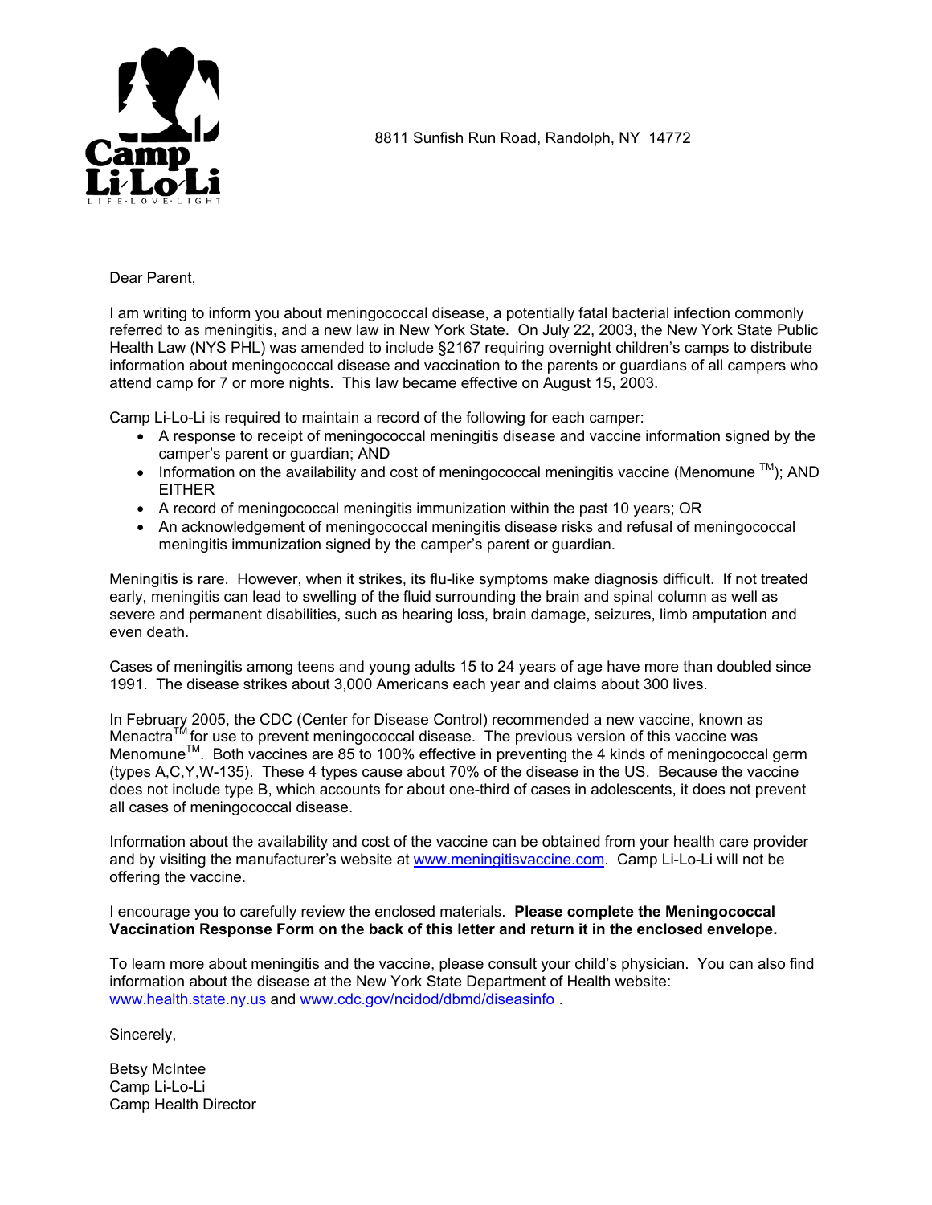**Camp Li-Lo-Li**
LIFE·LOVE·LIGHT

8811 Sunfish Run Road, Randolph, NY 14772

Dear Parent,

I am writing to inform you about meningococcal disease, a potentially fatal bacterial infection commonly referred to as meningitis, and a new law in New York State. On July 22, 2003, the New York State Public Health Law (NYS PHL) was amended to include §2167 requiring overnight children's camps to distribute information about meningococcal disease and vaccination to the parents or guardians of all campers who attend camp for 7 or more nights. This law became effective on August 15, 2003.

Camp Li-Lo-Li is required to maintain a record of the following for each camper:

- A response to receipt of meningococcal meningitis disease and vaccine information signed by the camper's parent or guardian; AND
- Information on the availability and cost of meningococcal meningitis vaccine (Menomune ™); AND EITHER
- A record of meningococcal meningitis immunization within the past 10 years; OR
- An acknowledgement of meningococcal meningitis disease risks and refusal of meningococcal meningitis immunization signed by the camper's parent or guardian.

Meningitis is rare. However, when it strikes, its flu-like symptoms make diagnosis difficult. If not treated early, meningitis can lead to swelling of the fluid surrounding the brain and spinal column as well as severe and permanent disabilities, such as hearing loss, brain damage, seizures, limb amputation and even death.

Cases of meningitis among teens and young adults 15 to 24 years of age have more than doubled since 1991. The disease strikes about 3,000 Americans each year and claims about 300 lives.

In February 2005, the CDC (Center for Disease Control) recommended a new vaccine, known as Menactra™ for use to prevent meningococcal disease. The previous version of this vaccine was Menomune™. Both vaccines are 85 to 100% effective in preventing the 4 kinds of meningococcal germ (types A,C,Y,W-135). These 4 types cause about 70% of the disease in the US. Because the vaccine does not include type B, which accounts for about one-third of cases in adolescents, it does not prevent all cases of meningococcal disease.

Information about the availability and cost of the vaccine can be obtained from your health care provider and by visiting the manufacturer's website at www.meningitisvaccine.com. Camp Li-Lo-Li will not be offering the vaccine.

I encourage you to carefully review the enclosed materials. **Please complete the Meningococcal Vaccination Response Form on the back of this letter and return it in the enclosed envelope.**

To learn more about meningitis and the vaccine, please consult your child's physician. You can also find information about the disease at the New York State Department of Health website: www.health.state.ny.us and www.cdc.gov/ncidod/dbmd/diseasinfo .

Sincerely,

Betsy McIntee
Camp Li-Lo-Li
Camp Health Director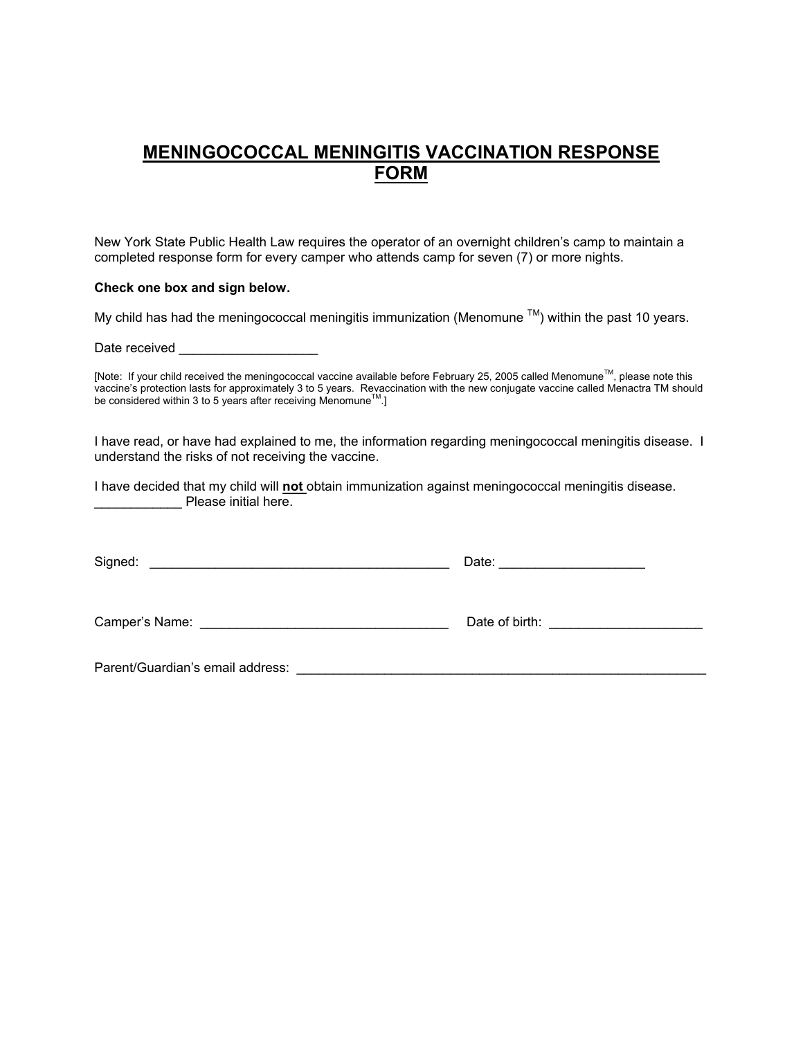# MENINGOCOCCAL MENINGITIS VACCINATION RESPONSE FORM

New York State Public Health Law requires the operator of an overnight children's camp to maintain a completed response form for every camper who attends camp for seven (7) or more nights.

**Check one box and sign below.**

My child has had the meningococcal meningitis immunization (Menomune TM) within the past 10 years.

Date received ___________________

[Note: If your child received the meningococcal vaccine available before February 25, 2005 called MenomuneTM, please note this vaccine's protection lasts for approximately 3 to 5 years. Revaccination with the new conjugate vaccine called Menactra TM should be considered within 3 to 5 years after receiving MenomuneTM.]

I have read, or have had explained to me, the information regarding meningococcal meningitis disease. I understand the risks of not receiving the vaccine.

I have decided that my child will **not** obtain immunization against meningococcal meningitis disease. ___________ Please initial here.

Signed: _________________________________________ Date: ___________________

Camper's Name: _________________________________ Date of birth: ____________________

Parent/Guardian's email address: ________________________________________________________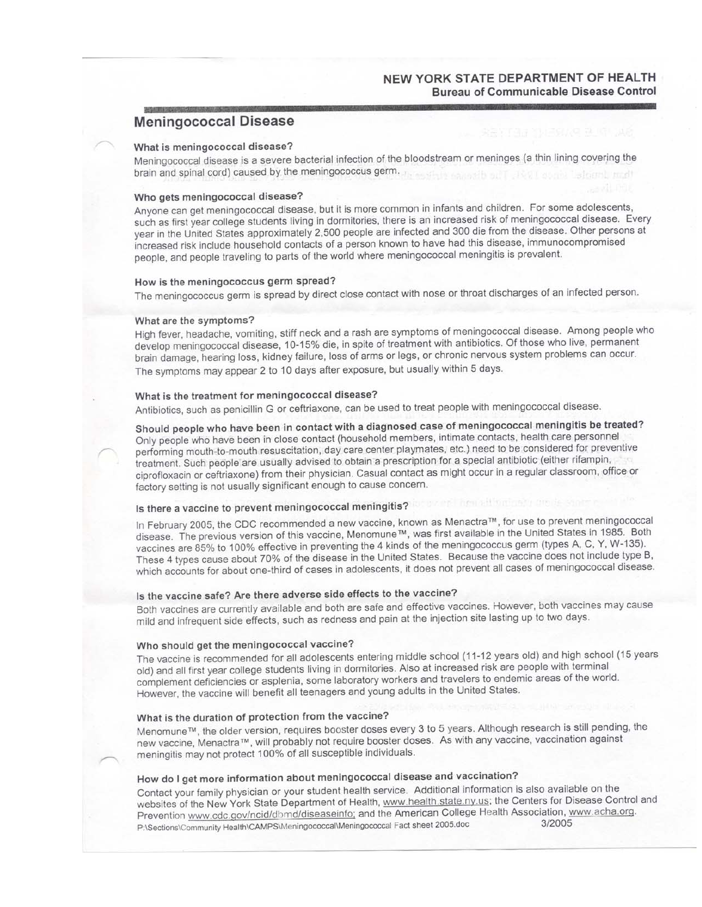NEW YORK STATE DEPARTMENT OF HEALTH
**Bureau of Communicable Disease Control**

# Meningococcal Disease

### What is meningococcal disease?

Meningococcal disease is a severe bacterial infection of the bloodstream or meninges (a thin lining covering the brain and spinal cord) caused by the meningococcus germ.

### Who gets meningococcal disease?

Anyone can get meningococcal disease, but it is more common in infants and children. For some adolescents, such as first year college students living in dormitories, there is an increased risk of meningococcal disease. Every year in the United States approximately 2,500 people are infected and 300 die from the disease. Other persons at increased risk include household contacts of a person known to have had this disease, immunocompromised people, and people traveling to parts of the world where meningococcal meningitis is prevalent.

### How is the meningococcus germ spread?

The meningococcus germ is spread by direct close contact with nose or throat discharges of an infected person.

### What are the symptoms?

High fever, headache, vomiting, stiff neck and a rash are symptoms of meningococcal disease. Among people who develop meningococcal disease, 10-15% die, in spite of treatment with antibiotics. Of those who live, permanent brain damage, hearing loss, kidney failure, loss of arms or legs, or chronic nervous system problems can occur. The symptoms may appear 2 to 10 days after exposure, but usually within 5 days.

### What is the treatment for meningococcal disease?

Antibiotics, such as penicillin G or ceftriaxone, can be used to treat people with meningococcal disease.

### Should people who have been in contact with a diagnosed case of meningococcal meningitis be treated?

Only people who have been in close contact (household members, intimate contacts, health care personnel performing mouth-to-mouth resuscitation, day care center playmates, etc.) need to be considered for preventive treatment. Such people are usually advised to obtain a prescription for a special antibiotic (either rifampin, ciprofloxacin or ceftriaxone) from their physician. Casual contact as might occur in a regular classroom, office or factory setting is not usually significant enough to cause concern.

### Is there a vaccine to prevent meningococcal meningitis?

In February 2005, the CDC recommended a new vaccine, known as Menactra™, for use to prevent meningococcal disease. The previous version of this vaccine, Menomune™, was first available in the United States in 1985. Both vaccines are 85% to 100% effective in preventing the 4 kinds of the meningococcus germ (types A, C, Y, W-135). These 4 types cause about 70% of the disease in the United States. Because the vaccine does not include type B, which accounts for about one-third of cases in adolescents, it does not prevent all cases of meningococcal disease.

### Is the vaccine safe? Are there adverse side effects to the vaccine?

Both vaccines are currently available and both are safe and effective vaccines. However, both vaccines may cause mild and infrequent side effects, such as redness and pain at the injection site lasting up to two days.

### Who should get the meningococcal vaccine?

The vaccine is recommended for all adolescents entering middle school (11-12 years old) and high school (15 years old) and all first year college students living in dormitories. Also at increased risk are people with terminal complement deficiencies or asplenia, some laboratory workers and travelers to endemic areas of the world. However, the vaccine will benefit all teenagers and young adults in the United States.

### What is the duration of protection from the vaccine?

Menomune™, the older version, requires booster doses every 3 to 5 years. Although research is still pending, the new vaccine, Menactra™, will probably not require booster doses. As with any vaccine, vaccination against meningitis may not protect 100% of all susceptible individuals.

### How do I get more information about meningococcal disease and vaccination?

Contact your family physician or your student health service. Additional information is also available on the websites of the New York State Department of Health, www.health.state.ny.us; the Centers for Disease Control and Prevention www.cdc.gov/ncid/dbmd/diseaseinfo; and the American College Health Association, www.acha.org.

P:\Sections\Community Health\CAMPS\Meningococcal\Meningococcal Fact sheet 2005.doc 3/2005